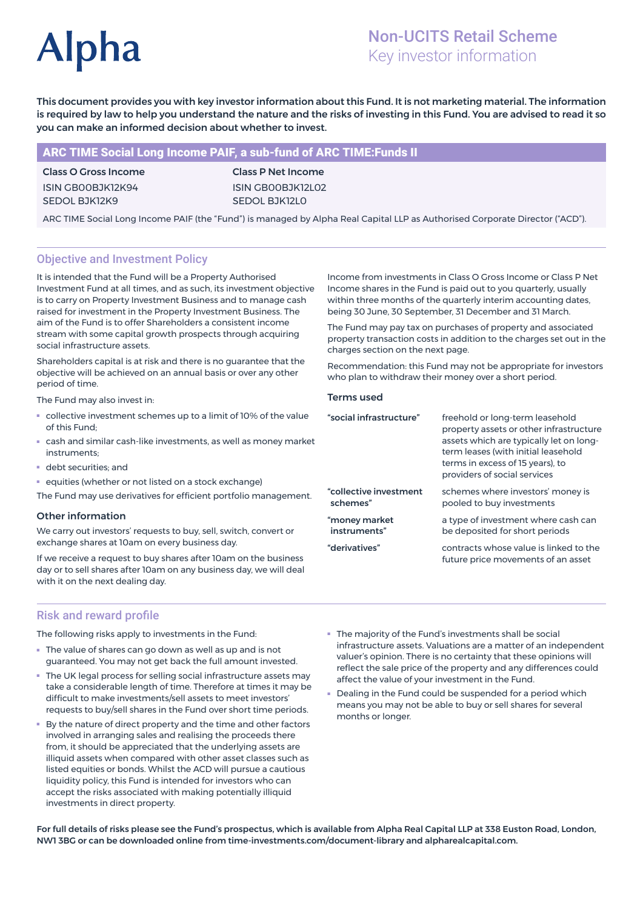# Alpha

## Non-UCITS Retail Scheme
Key investor information

**This document provides you with key investor information about this Fund. It is not marketing material. The information is required by law to help you understand the nature and the risks of investing in this Fund. You are advised to read it so you can make an informed decision about whether to invest.**

## ARC TIME Social Long Income PAIF, a sub-fund of ARC TIME:Funds II

| Class O Gross Income | Class P Net Income |
|---|---|
| ISIN GB00BJK12K94 | ISIN GB00BJK12L02 |
| SEDOL BJK12K9 | SEDOL BJK12L0 |

ARC TIME Social Long Income PAIF (the "Fund") is managed by Alpha Real Capital LLP as Authorised Corporate Director ("ACD").

## Objective and Investment Policy

It is intended that the Fund will be a Property Authorised Investment Fund at all times, and as such, its investment objective is to carry on Property Investment Business and to manage cash raised for investment in the Property Investment Business. The aim of the Fund is to offer Shareholders a consistent income stream with some capital growth prospects through acquiring social infrastructure assets.

Shareholders capital is at risk and there is no guarantee that the objective will be achieved on an annual basis or over any other period of time.

The Fund may also invest in:

- collective investment schemes up to a limit of 10% of the value of this Fund;
- cash and similar cash-like investments, as well as money market instruments;
- debt securities; and
- equities (whether or not listed on a stock exchange)

The Fund may use derivatives for efficient portfolio management.

### Other information

We carry out investors' requests to buy, sell, switch, convert or exchange shares at 10am on every business day.

If we receive a request to buy shares after 10am on the business day or to sell shares after 10am on any business day, we will deal with it on the next dealing day.

Income from investments in Class O Gross Income or Class P Net Income shares in the Fund is paid out to you quarterly, usually within three months of the quarterly interim accounting dates, being 30 June, 30 September, 31 December and 31 March.

The Fund may pay tax on purchases of property and associated property transaction costs in addition to the charges set out in the charges section on the next page.

Recommendation: this Fund may not be appropriate for investors who plan to withdraw their money over a short period.

### Terms used

| Term | Definition |
|---|---|
| **"social infrastructure"** | freehold or long-term leasehold property assets or other infrastructure assets which are typically let on long-term leases (with initial leasehold terms in excess of 15 years), to providers of social services |
| **"collective investment schemes"** | schemes where investors' money is pooled to buy investments |
| **"money market instruments"** | a type of investment where cash can be deposited for short periods |
| **"derivatives"** | contracts whose value is linked to the future price movements of an asset |

## Risk and reward profile

The following risks apply to investments in the Fund:

- The value of shares can go down as well as up and is not guaranteed. You may not get back the full amount invested.
- The UK legal process for selling social infrastructure assets may take a considerable length of time. Therefore at times it may be difficult to make investments/sell assets to meet investors' requests to buy/sell shares in the Fund over short time periods.
- By the nature of direct property and the time and other factors involved in arranging sales and realising the proceeds there from, it should be appreciated that the underlying assets are illiquid assets when compared with other asset classes such as listed equities or bonds. Whilst the ACD will pursue a cautious liquidity policy, this Fund is intended for investors who can accept the risks associated with making potentially illiquid investments in direct property.
- The majority of the Fund's investments shall be social infrastructure assets. Valuations are a matter of an independent valuer's opinion. There is no certainty that these opinions will reflect the sale price of the property and any differences could affect the value of your investment in the Fund.
- Dealing in the Fund could be suspended for a period which means you may not be able to buy or sell shares for several months or longer.

**For full details of risks please see the Fund's prospectus, which is available from Alpha Real Capital LLP at 338 Euston Road, London, NW1 3BG or can be downloaded online from time-investments.com/document-library and alpharealcapital.com.**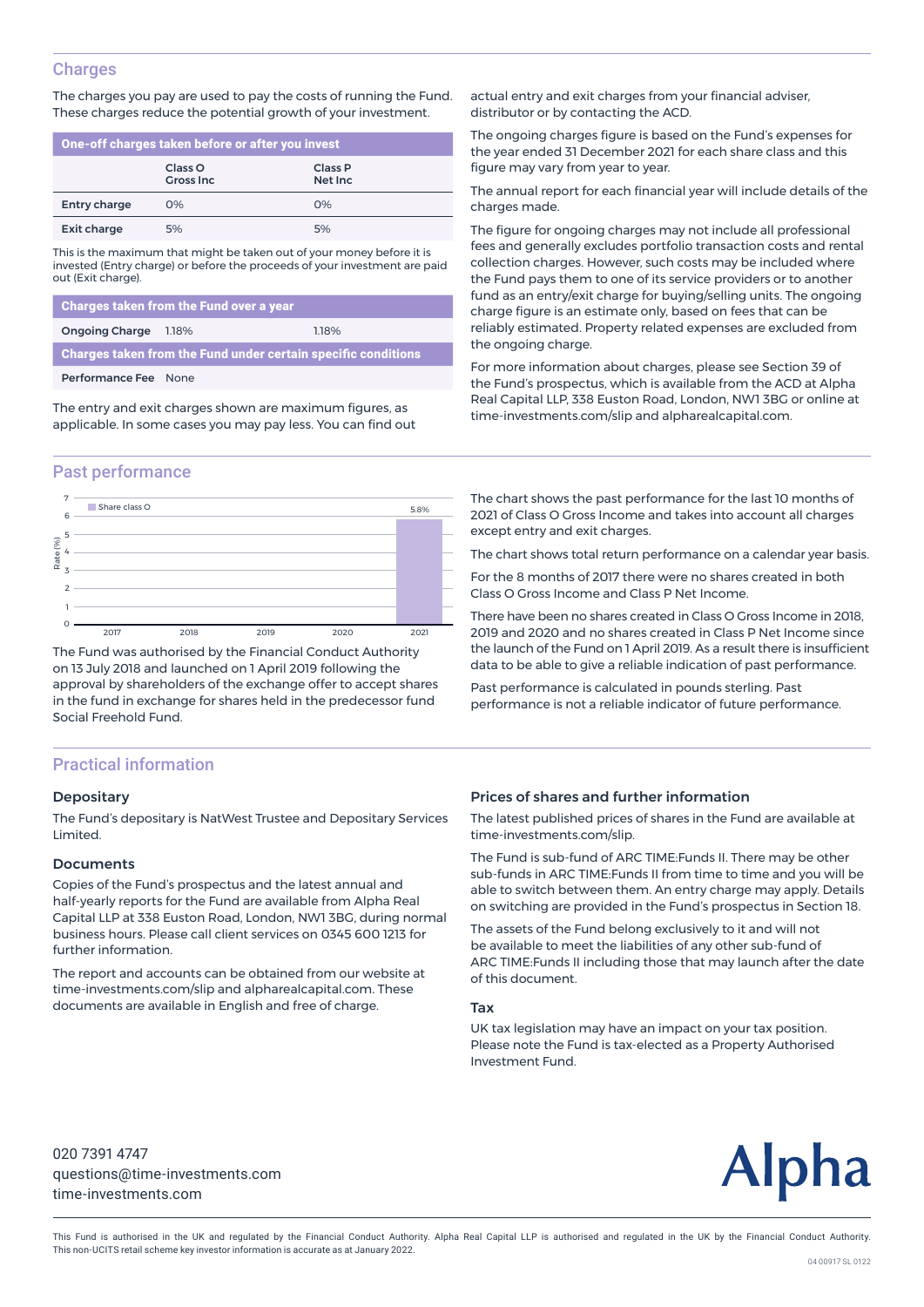## Charges

The charges you pay are used to pay the costs of running the Fund. These charges reduce the potential growth of your investment.

| One-off charges taken before or after you invest | | |
|---|---|---|
| | Class O Gross Inc | Class P Net Inc |
| Entry charge | 0% | 0% |
| Exit charge | 5% | 5% |

This is the maximum that might be taken out of your money before it is invested (Entry charge) or before the proceeds of your investment are paid out (Exit charge).

| Charges taken from the Fund over a year | | |
|---|---|---|
| Ongoing Charge | 1.18% | 1.18% |
| **Charges taken from the Fund under certain specific conditions** | | |
| Performance Fee | None | |

The entry and exit charges shown are maximum figures, as applicable. In some cases you may pay less. You can find out actual entry and exit charges from your financial adviser, distributor or by contacting the ACD.

The ongoing charges figure is based on the Fund's expenses for the year ended 31 December 2021 for each share class and this figure may vary from year to year.

The annual report for each financial year will include details of the charges made.

The figure for ongoing charges may not include all professional fees and generally excludes portfolio transaction costs and rental collection charges. However, such costs may be included where the Fund pays them to one of its service providers or to another fund as an entry/exit charge for buying/selling units. The ongoing charge figure is an estimate only, based on fees that can be reliably estimated. Property related expenses are excluded from the ongoing charge.

For more information about charges, please see Section 39 of the Fund's prospectus, which is available from the ACD at Alpha Real Capital LLP, 338 Euston Road, London, NW1 3BG or online at time-investments.com/slip and alpharealcapital.com.

## Past performance

Share class O

Rate (%)

7
6
5
4
3
2
1
0

2017 2018 2019 2020 2021

5.8%

The Fund was authorised by the Financial Conduct Authority on 13 July 2018 and launched on 1 April 2019 following the approval by shareholders of the exchange offer to accept shares in the fund in exchange for shares held in the predecessor fund Social Freehold Fund.

The chart shows the past performance for the last 10 months of 2021 of Class O Gross Income and takes into account all charges except entry and exit charges.

The chart shows total return performance on a calendar year basis.

For the 8 months of 2017 there were no shares created in both Class O Gross Income and Class P Net Income.

There have been no shares created in Class O Gross Income in 2018, 2019 and 2020 and no shares created in Class P Net Income since the launch of the Fund on 1 April 2019. As a result there is insufficient data to be able to give a reliable indication of past performance.

Past performance is calculated in pounds sterling. Past performance is not a reliable indicator of future performance.

## Practical information

### Depositary

The Fund's depositary is NatWest Trustee and Depositary Services Limited.

### Documents

Copies of the Fund's prospectus and the latest annual and half-yearly reports for the Fund are available from Alpha Real Capital LLP at 338 Euston Road, London, NW1 3BG, during normal business hours. Please call client services on 0345 600 1213 for further information.

The report and accounts can be obtained from our website at time-investments.com/slip and alpharealcapital.com. These documents are available in English and free of charge.

### Prices of shares and further information

The latest published prices of shares in the Fund are available at time-investments.com/slip.

The Fund is sub-fund of ARC TIME:Funds II. There may be other sub-funds in ARC TIME:Funds II from time to time and you will be able to switch between them. An entry charge may apply. Details on switching are provided in the Fund's prospectus in Section 18.

The assets of the Fund belong exclusively to it and will not be available to meet the liabilities of any other sub-fund of ARC TIME:Funds II including those that may launch after the date of this document.

### Tax

UK tax legislation may have an impact on your tax position. Please note the Fund is tax-elected as a Property Authorised Investment Fund.

020 7391 4747
questions@time-investments.com
time-investments.com

Alpha

This Fund is authorised in the UK and regulated by the Financial Conduct Authority. Alpha Real Capital LLP is authorised and regulated in the UK by the Financial Conduct Authority. This non-UCITS retail scheme key investor information is accurate as at January 2022.

04 00917 SL 0122